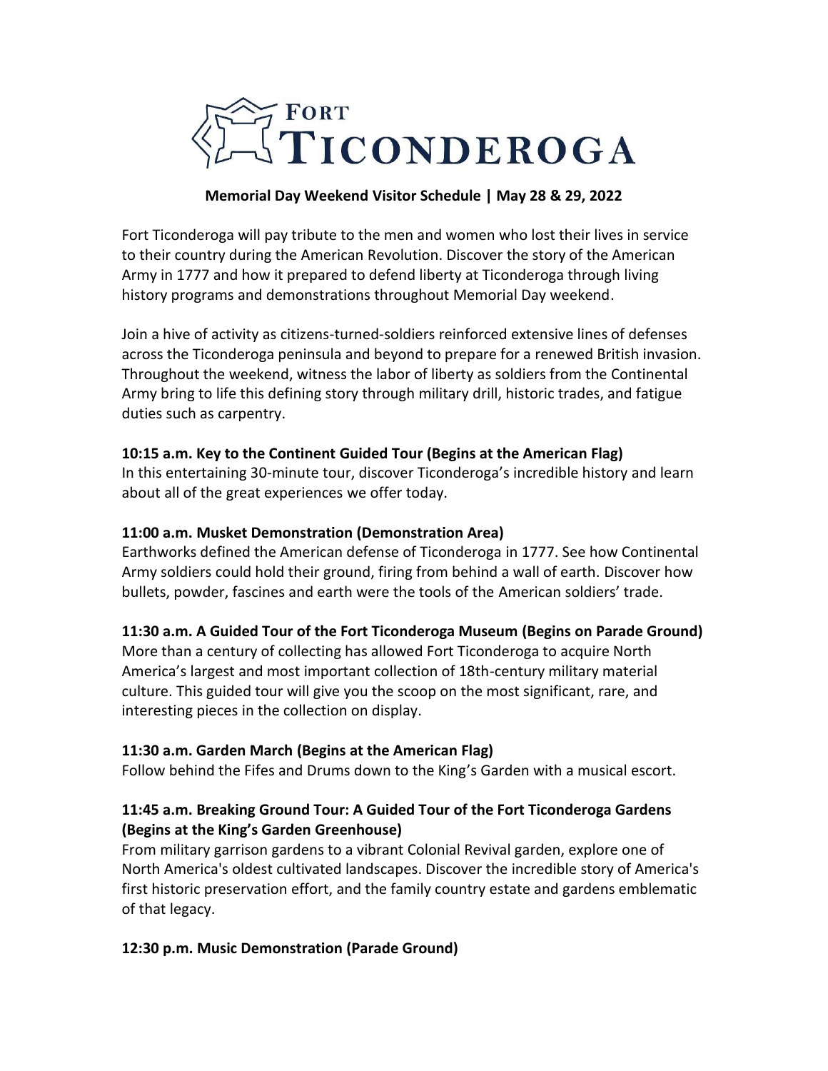# Fort Ticonderoga

**Memorial Day Weekend Visitor Schedule | May 28 & 29, 2022**

Fort Ticonderoga will pay tribute to the men and women who lost their lives in service to their country during the American Revolution. Discover the story of the American Army in 1777 and how it prepared to defend liberty at Ticonderoga through living history programs and demonstrations throughout Memorial Day weekend.

Join a hive of activity as citizens-turned-soldiers reinforced extensive lines of defenses across the Ticonderoga peninsula and beyond to prepare for a renewed British invasion. Throughout the weekend, witness the labor of liberty as soldiers from the Continental Army bring to life this defining story through military drill, historic trades, and fatigue duties such as carpentry.

**10:15 a.m. Key to the Continent Guided Tour (Begins at the American Flag)**
In this entertaining 30-minute tour, discover Ticonderoga's incredible history and learn about all of the great experiences we offer today.

**11:00 a.m. Musket Demonstration (Demonstration Area)**
Earthworks defined the American defense of Ticonderoga in 1777. See how Continental Army soldiers could hold their ground, firing from behind a wall of earth. Discover how bullets, powder, fascines and earth were the tools of the American soldiers' trade.

**11:30 a.m. A Guided Tour of the Fort Ticonderoga Museum (Begins on Parade Ground)**
More than a century of collecting has allowed Fort Ticonderoga to acquire North America's largest and most important collection of 18th-century military material culture. This guided tour will give you the scoop on the most significant, rare, and interesting pieces in the collection on display.

**11:30 a.m. Garden March (Begins at the American Flag)**
Follow behind the Fifes and Drums down to the King's Garden with a musical escort.

**11:45 a.m. Breaking Ground Tour: A Guided Tour of the Fort Ticonderoga Gardens (Begins at the King's Garden Greenhouse)**
From military garrison gardens to a vibrant Colonial Revival garden, explore one of North America's oldest cultivated landscapes. Discover the incredible story of America's first historic preservation effort, and the family country estate and gardens emblematic of that legacy.

**12:30 p.m. Music Demonstration (Parade Ground)**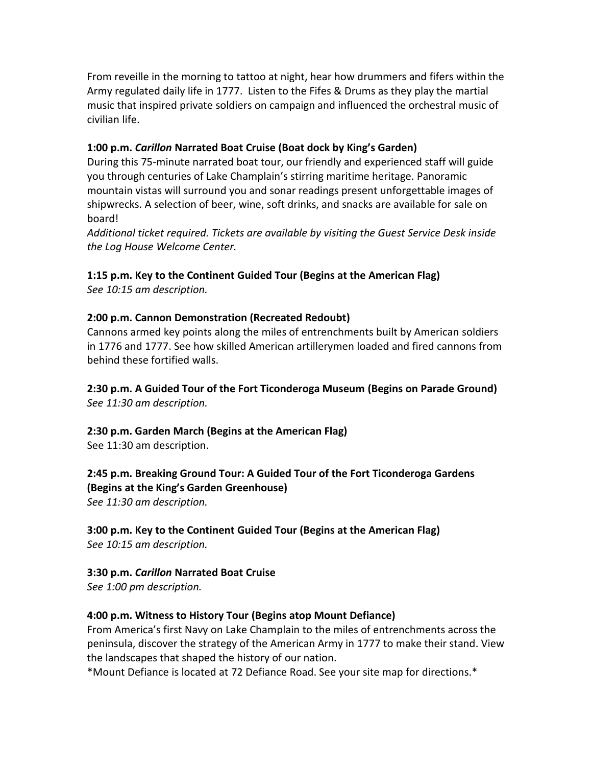From reveille in the morning to tattoo at night, hear how drummers and fifers within the Army regulated daily life in 1777. Listen to the Fifes & Drums as they play the martial music that inspired private soldiers on campaign and influenced the orchestral music of civilian life.

**1:00 p.m. *Carillon* Narrated Boat Cruise (Boat dock by King's Garden)**

During this 75-minute narrated boat tour, our friendly and experienced staff will guide you through centuries of Lake Champlain's stirring maritime heritage. Panoramic mountain vistas will surround you and sonar readings present unforgettable images of shipwrecks. A selection of beer, wine, soft drinks, and snacks are available for sale on board!

*Additional ticket required. Tickets are available by visiting the Guest Service Desk inside the Log House Welcome Center.*

**1:15 p.m. Key to the Continent Guided Tour (Begins at the American Flag)**

*See 10:15 am description.*

**2:00 p.m. Cannon Demonstration (Recreated Redoubt)**

Cannons armed key points along the miles of entrenchments built by American soldiers in 1776 and 1777. See how skilled American artillerymen loaded and fired cannons from behind these fortified walls.

**2:30 p.m. A Guided Tour of the Fort Ticonderoga Museum (Begins on Parade Ground)**

*See 11:30 am description.*

**2:30 p.m. Garden March (Begins at the American Flag)**

See 11:30 am description.

**2:45 p.m. Breaking Ground Tour: A Guided Tour of the Fort Ticonderoga Gardens (Begins at the King's Garden Greenhouse)**

*See 11:30 am description.*

**3:00 p.m. Key to the Continent Guided Tour (Begins at the American Flag)**

*See 10:15 am description.*

**3:30 p.m. *Carillon* Narrated Boat Cruise**

*See 1:00 pm description.*

**4:00 p.m. Witness to History Tour (Begins atop Mount Defiance)**

From America's first Navy on Lake Champlain to the miles of entrenchments across the peninsula, discover the strategy of the American Army in 1777 to make their stand. View the landscapes that shaped the history of our nation.

*Mount Defiance is located at 72 Defiance Road. See your site map for directions.*